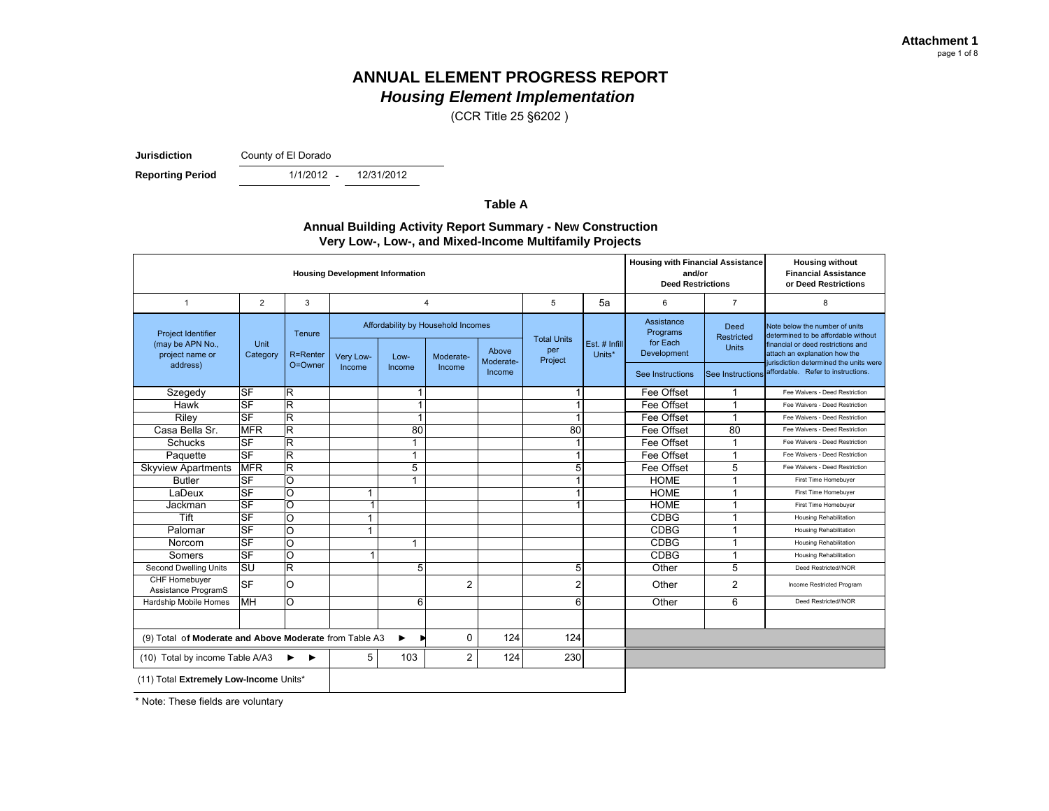**Attachment 1**

# ANNUAL ELEMENT PROGRESS REPORT
## *Housing Element Implementation*

(CCR Title 25 §6202 )

**Jurisdiction** County of El Dorado

**Reporting Period** 1/1/2012 - 12/31/2012

### Table A

### Annual Building Activity Report Summary - New Construction Very Low-, Low-, and Mixed-Income Multifamily Projects

| Housing Development Information | | | | | | | | | Housing with Financial Assistance and/or Deed Restrictions | | Housing without Financial Assistance or Deed Restrictions |
|---|---|---|---|---|---|---|---|---|---|---|---|
| 1 | 2 | 3 | 4 | | | | 5 | 5a | 6 | 7 | 8 |
| Project Identifier (may be APN No., project name or address) | Unit Category | Tenure R=Renter O=Owner | Affordability by Household Incomes | | | | Total Units per Project | Est. # Infill Units* | Assistance Programs for Each Development | Deed Restricted Units | Note below the number of units determined to be affordable without financial or deed restrictions and attach an explanation how the jurisdiction determined the units were affordable. Refer to instructions. |
| | | | Very Low-Income | Low-Income | Moderate-Income | Above Moderate-Income | | | See Instructions | See Instructions | |
| Szegedy | SF | R | | 1 | | | 1 | | Fee Offset | 1 | Fee Waivers - Deed Restriction |
| Hawk | SF | R | | 1 | | | 1 | | Fee Offset | 1 | Fee Waivers - Deed Restriction |
| Riley | SF | R | | 1 | | | 1 | | Fee Offset | 1 | Fee Waivers - Deed Restriction |
| Casa Bella Sr. | MFR | R | | 80 | | | 80 | | Fee Offset | 80 | Fee Waivers - Deed Restriction |
| Schucks | SF | R | | 1 | | | 1 | | Fee Offset | 1 | Fee Waivers - Deed Restriction |
| Paquette | SF | R | | 1 | | | 1 | | Fee Offset | 1 | Fee Waivers - Deed Restriction |
| Skyview Apartments | MFR | R | | 5 | | | 5 | | Fee Offset | 5 | Fee Waivers - Deed Restriction |
| Butler | SF | O | | 1 | | | 1 | | HOME | 1 | First Time Homebuyer |
| LaDeux | SF | O | 1 | | | | 1 | | HOME | 1 | First Time Homebuyer |
| Jackman | SF | O | 1 | | | | 1 | | HOME | 1 | First Time Homebuyer |
| Tift | SF | O | 1 | | | | | | CDBG | 1 | Housing Rehabilitation |
| Palomar | SF | O | 1 | | | | | | CDBG | 1 | Housing Rehabilitation |
| Norcom | SF | O | | 1 | | | | | CDBG | 1 | Housing Rehabilitation |
| Somers | SF | O | 1 | | | | | | CDBG | 1 | Housing Rehabilitation |
| Second Dwelling Units | SU | R | | 5 | | | 5 | | Other | 5 | Deed Restricted//NOR |
| CHF Homebuyer Assistance ProgramS | SF | O | | | 2 | | 2 | | Other | 2 | Income Restricted Program |
| Hardship Mobile Homes | MH | O | | 6 | | | 6 | | Other | 6 | Deed Restricted//NOR |
| | | | | | | | | | | | |
| (9) Total of **Moderate and Above Moderate** from Table A3 ► ► | | | | | 0 | 124 | 124 | | | | |
| (10) Total by income Table A/A3 ► ► | | | 5 | 103 | 2 | 124 | 230 | | | | |
| (11) Total **Extremely Low-Income** Units* | | | | | | | | | | | |

\* Note: These fields are voluntary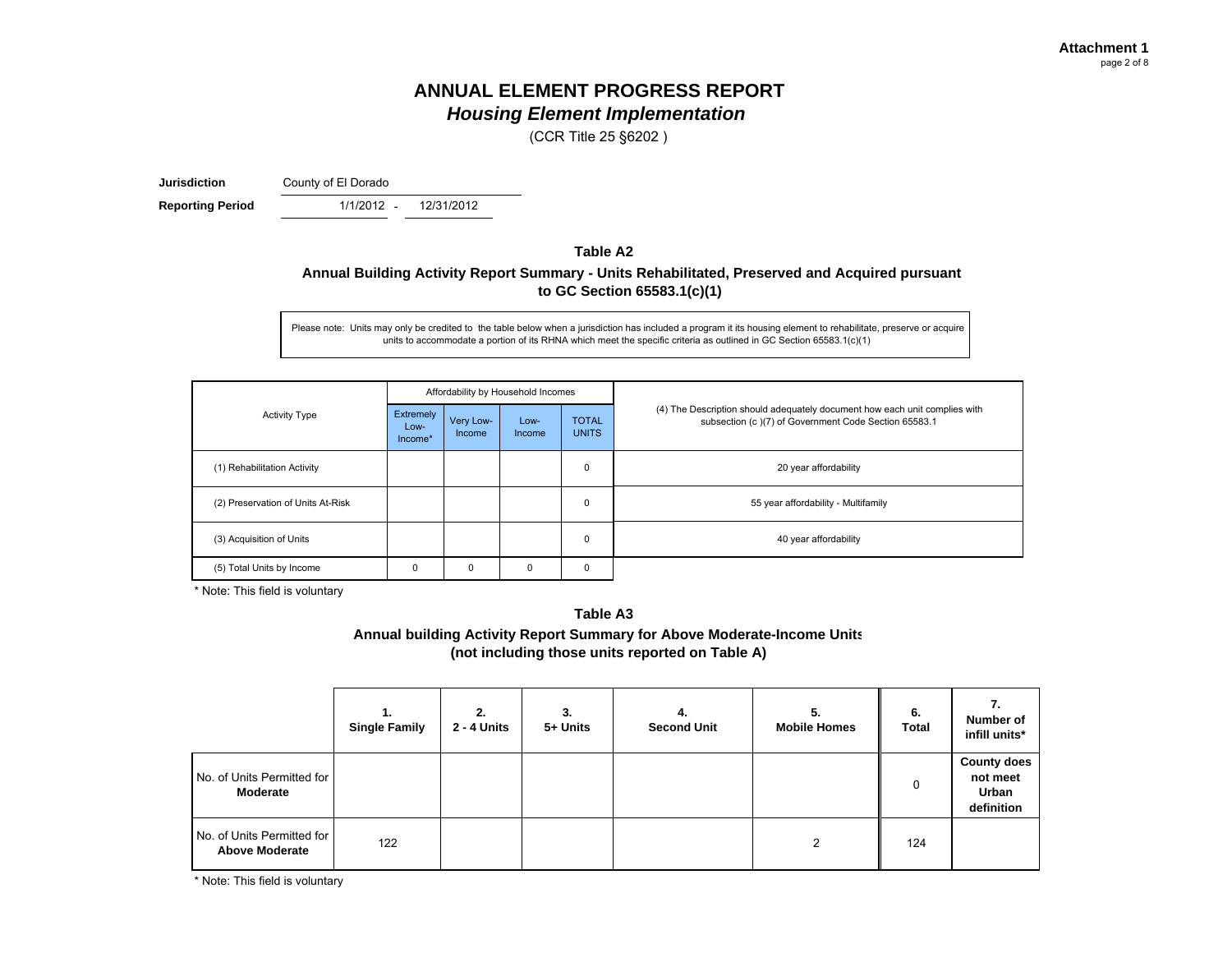**Attachment 1**

# ANNUAL ELEMENT PROGRESS REPORT
## *Housing Element Implementation*

(CCR Title 25 §6202 )

**Jurisdiction** County of El Dorado

**Reporting Period** 1/1/2012 - 12/31/2012

### Table A2

**Annual Building Activity Report Summary - Units Rehabilitated, Preserved and Acquired pursuant to GC Section 65583.1(c)(1)**

Please note: Units may only be credited to the table below when a jurisdiction has included a program it its housing element to rehabilitate, preserve or acquire units to accommodate a portion of its RHNA which meet the specific criteria as outlined in GC Section 65583.1(c)(1)

| Activity Type | Affordability by Household Incomes | | | | (4) The Description should adequately document how each unit complies with subsection (c )(7) of Government Code Section 65583.1 |
|---|---|---|---|---|---|
| | Extremely Low-Income* | Very Low-Income | Low-Income | TOTAL UNITS | |
| (1) Rehabilitation Activity | | | | 0 | 20 year affordability |
| (2) Preservation of Units At-Risk | | | | 0 | 55 year affordability - Multifamily |
| (3) Acquisition of Units | | | | 0 | 40 year affordability |
| (5) Total Units by Income | 0 | 0 | 0 | 0 | |

\* Note: This field is voluntary

### Table A3

**Annual building Activity Report Summary for Above Moderate-Income Units (not including those units reported on Table A)**

| | 1. Single Family | 2. 2 - 4 Units | 3. 5+ Units | 4. Second Unit | 5. Mobile Homes | 6. Total | 7. Number of infill units* |
|---|---|---|---|---|---|---|---|
| No. of Units Permitted for **Moderate** | | | | | | 0 | **County does not meet Urban definition** |
| No. of Units Permitted for **Above Moderate** | 122 | | | | 2 | 124 | |

\* Note: This field is voluntary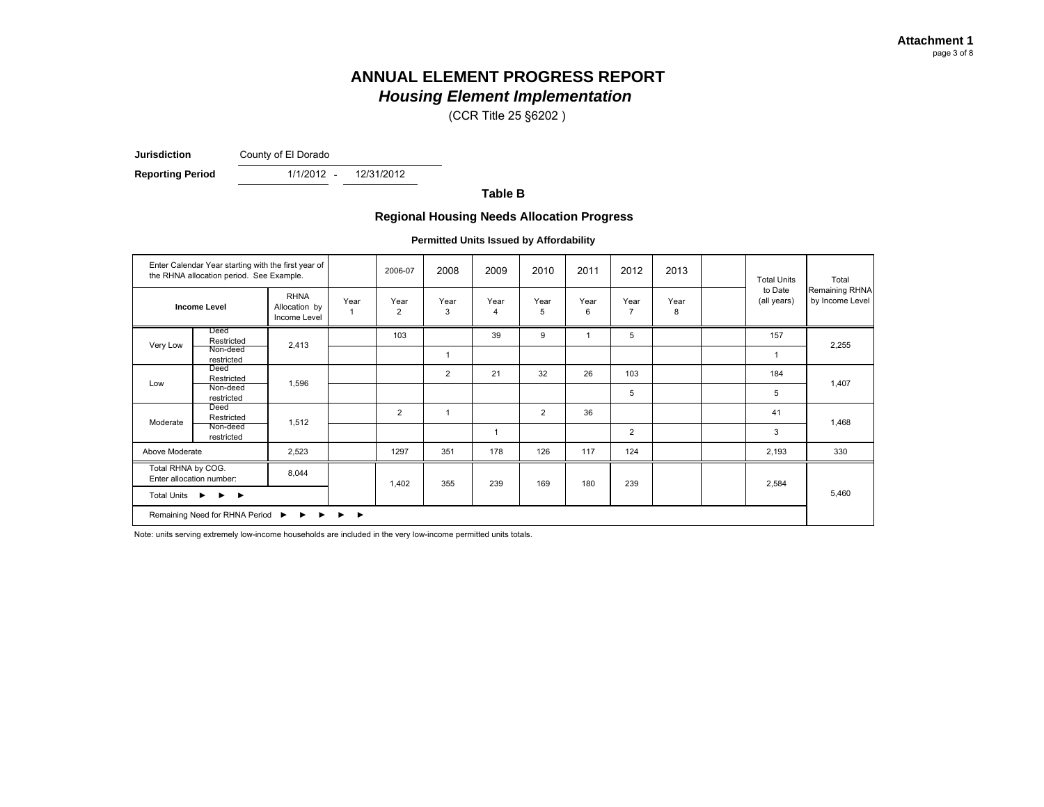**Attachment 1**

# ANNUAL ELEMENT PROGRESS REPORT
## *Housing Element Implementation*

(CCR Title 25 §6202 )

**Jurisdiction** County of El Dorado

**Reporting Period** 1/1/2012 - 12/31/2012

### Table B

### Regional Housing Needs Allocation Progress

**Permitted Units Issued by Affordability**

| Enter Calendar Year starting with the first year of the RHNA allocation period. See Example. | | | | 2006-07 | 2008 | 2009 | 2010 | 2011 | 2012 | 2013 | | Total Units to Date (all years) | Total Remaining RHNA by Income Level |
|---|---|---|---|---|---|---|---|---|---|---|---|---|---|
| **Income Level** | | RHNA Allocation by Income Level | Year 1 | Year 2 | Year 3 | Year 4 | Year 5 | Year 6 | Year 7 | Year 8 | | | |
| Very Low | Deed Restricted | 2,413 | | 103 | | 39 | 9 | 1 | 5 | | | 157 | 2,255 |
| | Non-deed restricted | | | | 1 | | | | | | | 1 | |
| Low | Deed Restricted | 1,596 | | | 2 | 21 | 32 | 26 | 103 | | | 184 | 1,407 |
| | Non-deed restricted | | | | | | | | 5 | | | 5 | |
| Moderate | Deed Restricted | 1,512 | | 2 | 1 | | 2 | 36 | | | | 41 | 1,468 |
| | Non-deed restricted | | | | | 1 | | | 2 | | | 3 | |
| Above Moderate | | 2,523 | | 1297 | 351 | 178 | 126 | 117 | 124 | | | 2,193 | 330 |
| Total RHNA by COG. Enter allocation number: | | 8,044 | | 1,402 | 355 | 239 | 169 | 180 | 239 | | | 2,584 | 5,460 |
| Total Units ► ► ► | | | | | | | | | | | | | |
| Remaining Need for RHNA Period ► ► ► ► ► | | | | | | | | | | | | | |

Note: units serving extremely low-income households are included in the very low-income permitted units totals.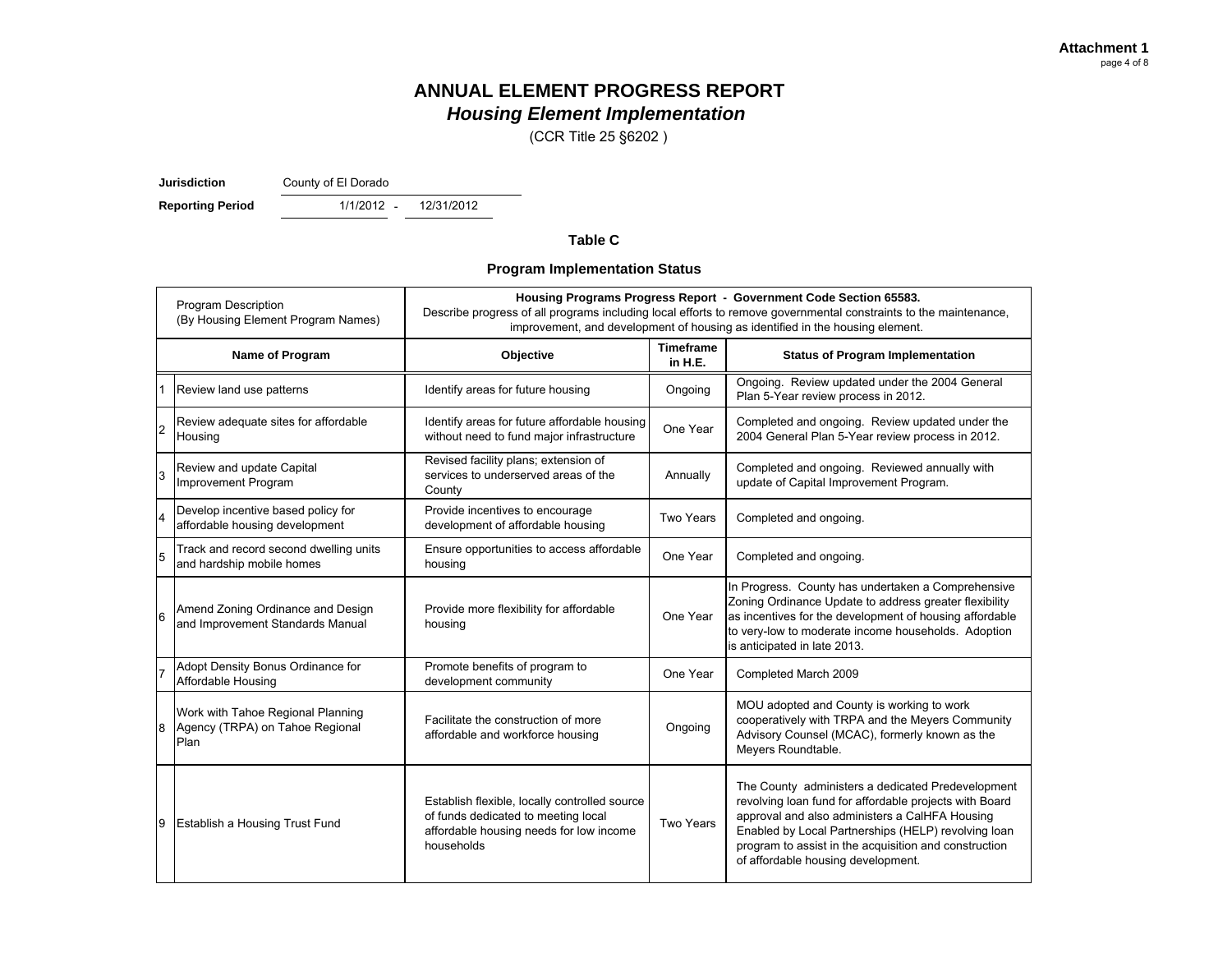**Attachment 1**

# ANNUAL ELEMENT PROGRESS REPORT
## *Housing Element Implementation*

(CCR Title 25 §6202 )

**Jurisdiction** County of El Dorado

**Reporting Period** 1/1/2012 - 12/31/2012

### Table C

### Program Implementation Status

| Program Description (By Housing Element Program Names) | | **Housing Programs Progress Report - Government Code Section 65583.** Describe progress of all programs including local efforts to remove governmental constraints to the maintenance, improvement, and development of housing as identified in the housing element. | | |
|---|---|---|---|---|
| | **Name of Program** | **Objective** | **Timeframe in H.E.** | **Status of Program Implementation** |
| 1 | Review land use patterns | Identify areas for future housing | Ongoing | Ongoing. Review updated under the 2004 General Plan 5-Year review process in 2012. |
| 2 | Review adequate sites for affordable Housing | Identify areas for future affordable housing without need to fund major infrastructure | One Year | Completed and ongoing. Review updated under the 2004 General Plan 5-Year review process in 2012. |
| 3 | Review and update Capital Improvement Program | Revised facility plans; extension of services to underserved areas of the County | Annually | Completed and ongoing. Reviewed annually with update of Capital Improvement Program. |
| 4 | Develop incentive based policy for affordable housing development | Provide incentives to encourage development of affordable housing | Two Years | Completed and ongoing. |
| 5 | Track and record second dwelling units and hardship mobile homes | Ensure opportunities to access affordable housing | One Year | Completed and ongoing. |
| 6 | Amend Zoning Ordinance and Design and Improvement Standards Manual | Provide more flexibility for affordable housing | One Year | In Progress. County has undertaken a Comprehensive Zoning Ordinance Update to address greater flexibility as incentives for the development of housing affordable to very-low to moderate income households. Adoption is anticipated in late 2013. |
| 7 | Adopt Density Bonus Ordinance for Affordable Housing | Promote benefits of program to development community | One Year | Completed March 2009 |
| 8 | Work with Tahoe Regional Planning Agency (TRPA) on Tahoe Regional Plan | Facilitate the construction of more affordable and workforce housing | Ongoing | MOU adopted and County is working to work cooperatively with TRPA and the Meyers Community Advisory Counsel (MCAC), formerly known as the Meyers Roundtable. |
| 9 | Establish a Housing Trust Fund | Establish flexible, locally controlled source of funds dedicated to meeting local affordable housing needs for low income households | Two Years | The County administers a dedicated Predevelopment revolving loan fund for affordable projects with Board approval and also administers a CalHFA Housing Enabled by Local Partnerships (HELP) revolving loan program to assist in the acquisition and construction of affordable housing development. |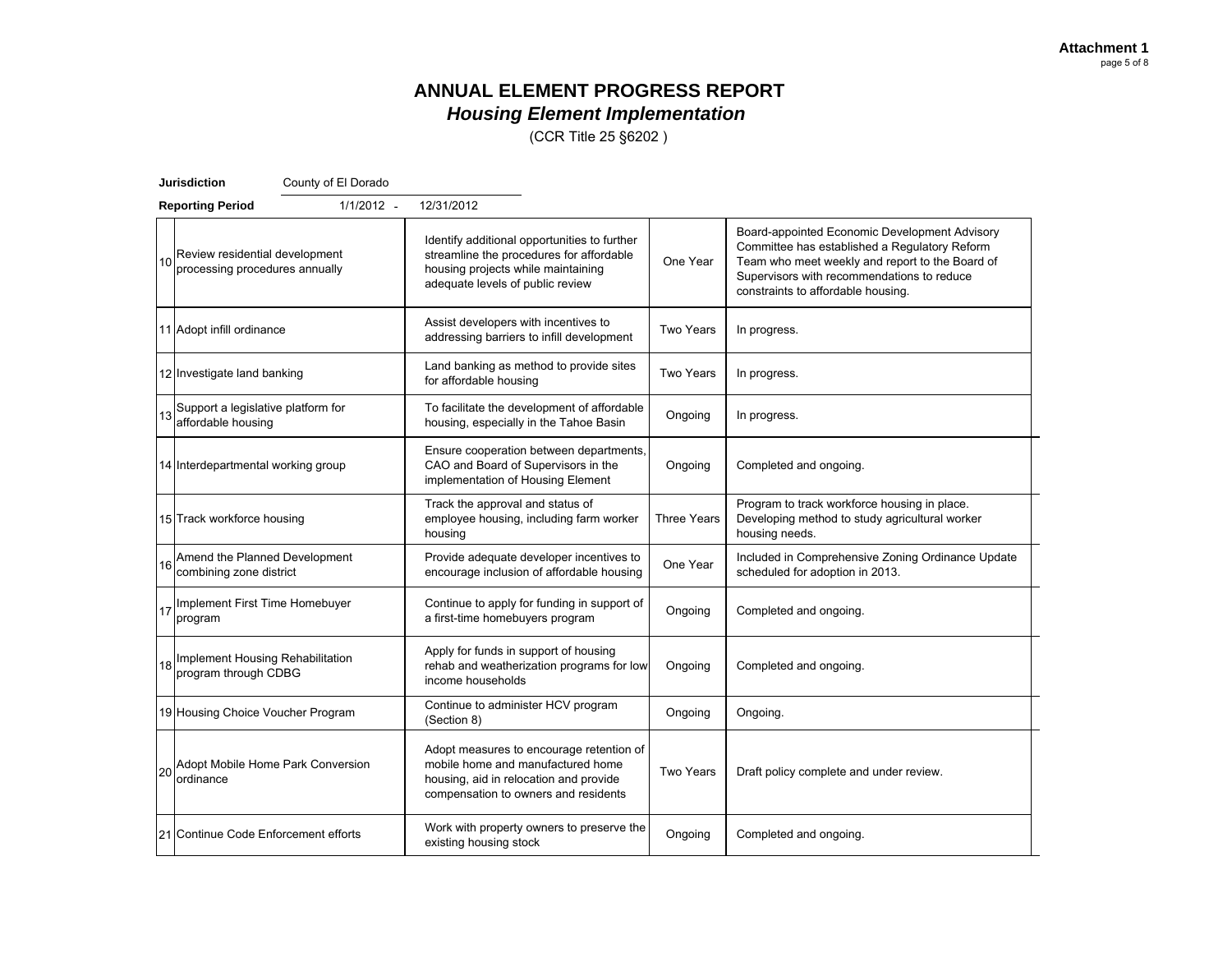**Attachment 1**

# ANNUAL ELEMENT PROGRESS REPORT
## *Housing Element Implementation*

(CCR Title 25 §6202 )

**Jurisdiction** County of El Dorado

**Reporting Period** 1/1/2012 - 12/31/2012

| | | | | |
|---|---|---|---|---|
| 10 | Review residential development processing procedures annually | Identify additional opportunities to further streamline the procedures for affordable housing projects while maintaining adequate levels of public review | One Year | Board-appointed Economic Development Advisory Committee has established a Regulatory Reform Team who meet weekly and report to the Board of Supervisors with recommendations to reduce constraints to affordable housing. |
| 11 | Adopt infill ordinance | Assist developers with incentives to addressing barriers to infill development | Two Years | In progress. |
| 12 | Investigate land banking | Land banking as method to provide sites for affordable housing | Two Years | In progress. |
| 13 | Support a legislative platform for affordable housing | To facilitate the development of affordable housing, especially in the Tahoe Basin | Ongoing | In progress. |
| 14 | Interdepartmental working group | Ensure cooperation between departments, CAO and Board of Supervisors in the implementation of Housing Element | Ongoing | Completed and ongoing. |
| 15 | Track workforce housing | Track the approval and status of employee housing, including farm worker housing | Three Years | Program to track workforce housing in place. Developing method to study agricultural worker housing needs. |
| 16 | Amend the Planned Development combining zone district | Provide adequate developer incentives to encourage inclusion of affordable housing | One Year | Included in Comprehensive Zoning Ordinance Update scheduled for adoption in 2013. |
| 17 | Implement First Time Homebuyer program | Continue to apply for funding in support of a first-time homebuyers program | Ongoing | Completed and ongoing. |
| 18 | Implement Housing Rehabilitation program through CDBG | Apply for funds in support of housing rehab and weatherization programs for low income households | Ongoing | Completed and ongoing. |
| 19 | Housing Choice Voucher Program | Continue to administer HCV program (Section 8) | Ongoing | Ongoing. |
| 20 | Adopt Mobile Home Park Conversion ordinance | Adopt measures to encourage retention of mobile home and manufactured home housing, aid in relocation and provide compensation to owners and residents | Two Years | Draft policy complete and under review. |
| 21 | Continue Code Enforcement efforts | Work with property owners to preserve the existing housing stock | Ongoing | Completed and ongoing. |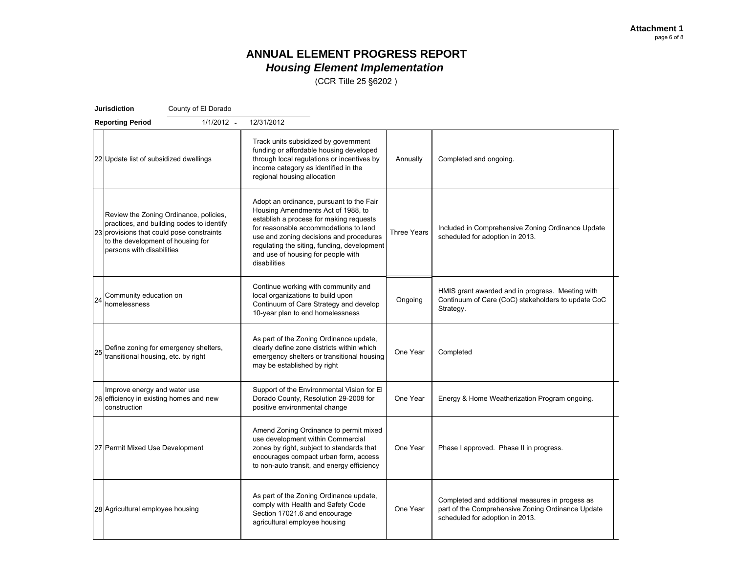**Attachment 1**

# ANNUAL ELEMENT PROGRESS REPORT
## *Housing Element Implementation*

(CCR Title 25 §6202 )

**Jurisdiction** County of El Dorado

**Reporting Period** 1/1/2012 - 12/31/2012

| | | | | | |
|---|---|---|---|---|---|
| 22 | Update list of subsidized dwellings | Track units subsidized by government funding or affordable housing developed through local regulations or incentives by income category as identified in the regional housing allocation | Annually | Completed and ongoing. | |
| 23 | Review the Zoning Ordinance, policies, practices, and building codes to identify provisions that could pose constraints to the development of housing for persons with disabilities | Adopt an ordinance, pursuant to the Fair Housing Amendments Act of 1988, to establish a process for making requests for reasonable accommodations to land use and zoning decisions and procedures regulating the siting, funding, development and use of housing for people with disabilities | Three Years | Included in Comprehensive Zoning Ordinance Update scheduled for adoption in 2013. | |
| 24 | Community education on homelessness | Continue working with community and local organizations to build upon Continuum of Care Strategy and develop 10-year plan to end homelessness | Ongoing | HMIS grant awarded and in progress. Meeting with Continuum of Care (CoC) stakeholders to update CoC Strategy. | |
| 25 | Define zoning for emergency shelters, transitional housing, etc. by right | As part of the Zoning Ordinance update, clearly define zone districts within which emergency shelters or transitional housing may be established by right | One Year | Completed | |
| 26 | Improve energy and water use efficiency in existing homes and new construction | Support of the Environmental Vision for El Dorado County, Resolution 29-2008 for positive environmental change | One Year | Energy & Home Weatherization Program ongoing. | |
| 27 | Permit Mixed Use Development | Amend Zoning Ordinance to permit mixed use development within Commercial zones by right, subject to standards that encourages compact urban form, access to non-auto transit, and energy efficiency | One Year | Phase I approved. Phase II in progress. | |
| 28 | Agricultural employee housing | As part of the Zoning Ordinance update, comply with Health and Safety Code Section 17021.6 and encourage agricultural employee housing | One Year | Completed and additional measures in progess as part of the Comprehensive Zoning Ordinance Update scheduled for adoption in 2013. | |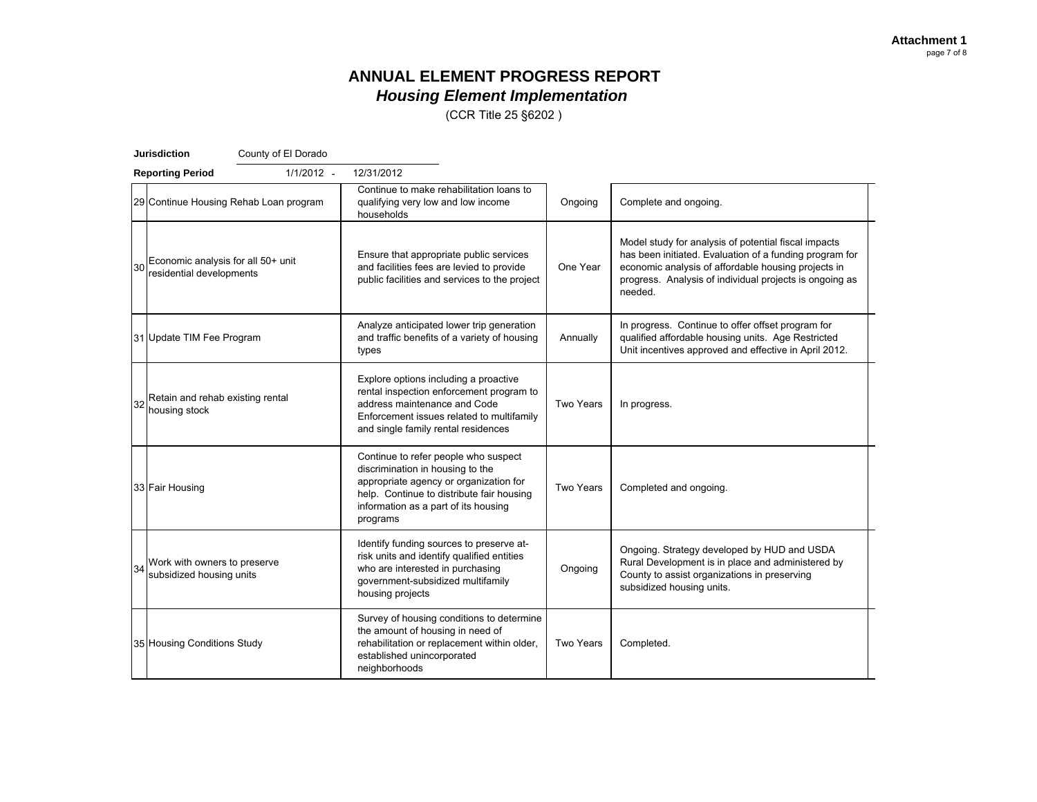**Attachment 1**

# ANNUAL ELEMENT PROGRESS REPORT
## *Housing Element Implementation*
(CCR Title 25 §6202 )

**Jurisdiction** County of El Dorado

**Reporting Period** 1/1/2012 - 12/31/2012

| | | | | | |
|---|---|---|---|---|---|
| 29 | Continue Housing Rehab Loan program | Continue to make rehabilitation loans to qualifying very low and low income households | Ongoing | Complete and ongoing. | |
| 30 | Economic analysis for all 50+ unit residential developments | Ensure that appropriate public services and facilities fees are levied to provide public facilities and services to the project | One Year | Model study for analysis of potential fiscal impacts has been initiated. Evaluation of a funding program for economic analysis of affordable housing projects in progress. Analysis of individual projects is ongoing as needed. | |
| 31 | Update TIM Fee Program | Analyze anticipated lower trip generation and traffic benefits of a variety of housing types | Annually | In progress. Continue to offer offset program for qualified affordable housing units. Age Restricted Unit incentives approved and effective in April 2012. | |
| 32 | Retain and rehab existing rental housing stock | Explore options including a proactive rental inspection enforcement program to address maintenance and Code Enforcement issues related to multifamily and single family rental residences | Two Years | In progress. | |
| 33 | Fair Housing | Continue to refer people who suspect discrimination in housing to the appropriate agency or organization for help. Continue to distribute fair housing information as a part of its housing programs | Two Years | Completed and ongoing. | |
| 34 | Work with owners to preserve subsidized housing units | Identify funding sources to preserve at-risk units and identify qualified entities who are interested in purchasing government-subsidized multifamily housing projects | Ongoing | Ongoing. Strategy developed by HUD and USDA Rural Development is in place and administered by County to assist organizations in preserving subsidized housing units. | |
| 35 | Housing Conditions Study | Survey of housing conditions to determine the amount of housing in need of rehabilitation or replacement within older, established unincorporated neighborhoods | Two Years | Completed. | |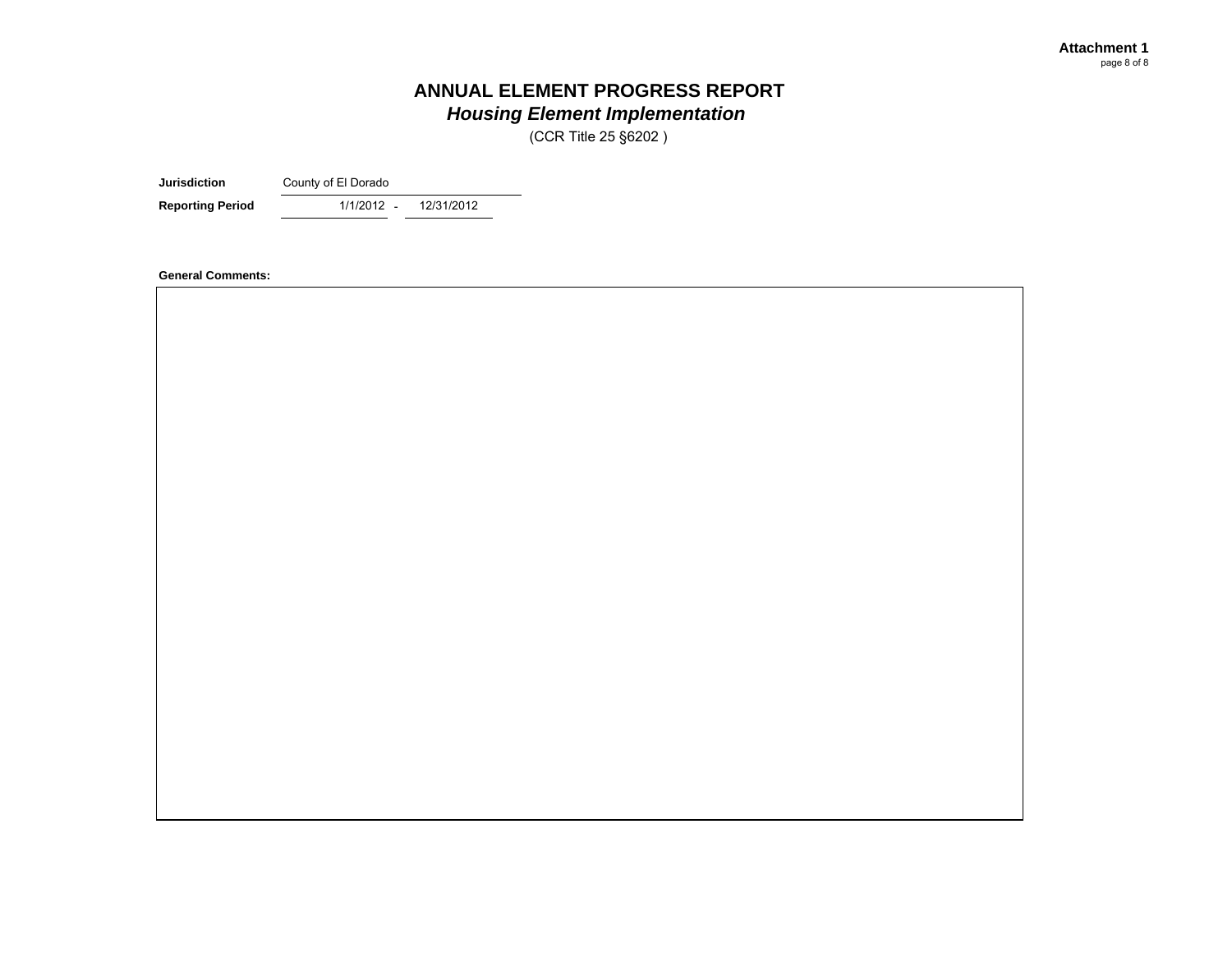**Attachment 1**

# ANNUAL ELEMENT PROGRESS REPORT

## *Housing Element Implementation*

(CCR Title 25 §6202 )

**Jurisdiction** County of El Dorado

**Reporting Period** 1/1/2012 - 12/31/2012

**General Comments:**